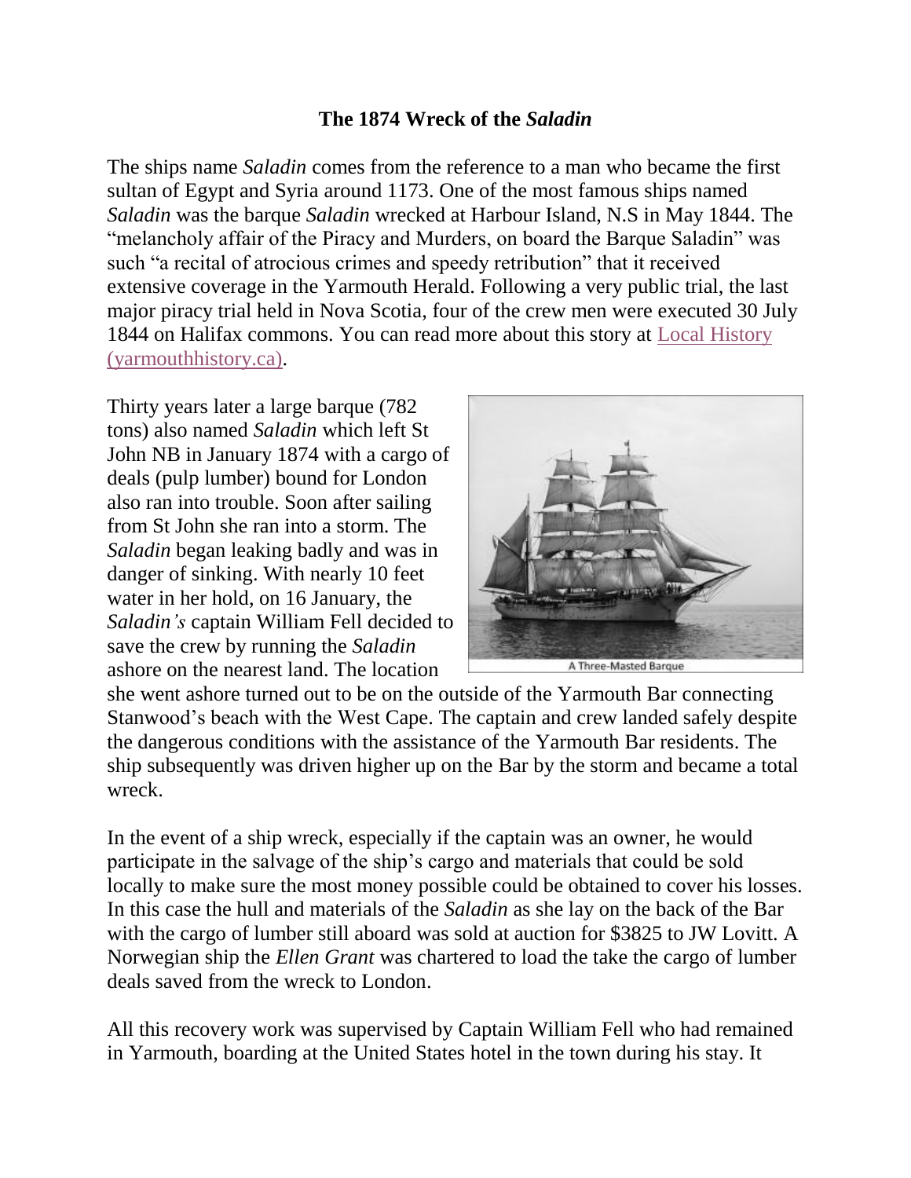# The 1874 Wreck of the *Saladin*

The ships name *Saladin* comes from the reference to a man who became the first sultan of Egypt and Syria around 1173. One of the most famous ships named *Saladin* was the barque *Saladin* wrecked at Harbour Island, N.S in May 1844. The "melancholy affair of the Piracy and Murders, on board the Barque Saladin" was such "a recital of atrocious crimes and speedy retribution" that it received extensive coverage in the Yarmouth Herald. Following a very public trial, the last major piracy trial held in Nova Scotia, four of the crew men were executed 30 July 1844 on Halifax commons. You can read more about this story at [Local History (yarmouthhistory.ca)](yarmouthhistory.ca).

Thirty years later a large barque (782 tons) also named *Saladin* which left St John NB in January 1874 with a cargo of deals (pulp lumber) bound for London also ran into trouble. Soon after sailing from St John she ran into a storm. The *Saladin* began leaking badly and was in danger of sinking. With nearly 10 feet water in her hold, on 16 January, the *Saladin's* captain William Fell decided to save the crew by running the *Saladin* ashore on the nearest land. The location she went ashore turned out to be on the outside of the Yarmouth Bar connecting Stanwood's beach with the West Cape. The captain and crew landed safely despite the dangerous conditions with the assistance of the Yarmouth Bar residents. The ship subsequently was driven higher up on the Bar by the storm and became a total wreck.

A Three-Masted Barque

In the event of a ship wreck, especially if the captain was an owner, he would participate in the salvage of the ship's cargo and materials that could be sold locally to make sure the most money possible could be obtained to cover his losses. In this case the hull and materials of the *Saladin* as she lay on the back of the Bar with the cargo of lumber still aboard was sold at auction for $3825 to JW Lovitt. A Norwegian ship the *Ellen Grant* was chartered to load the take the cargo of lumber deals saved from the wreck to London.

All this recovery work was supervised by Captain William Fell who had remained in Yarmouth, boarding at the United States hotel in the town during his stay. It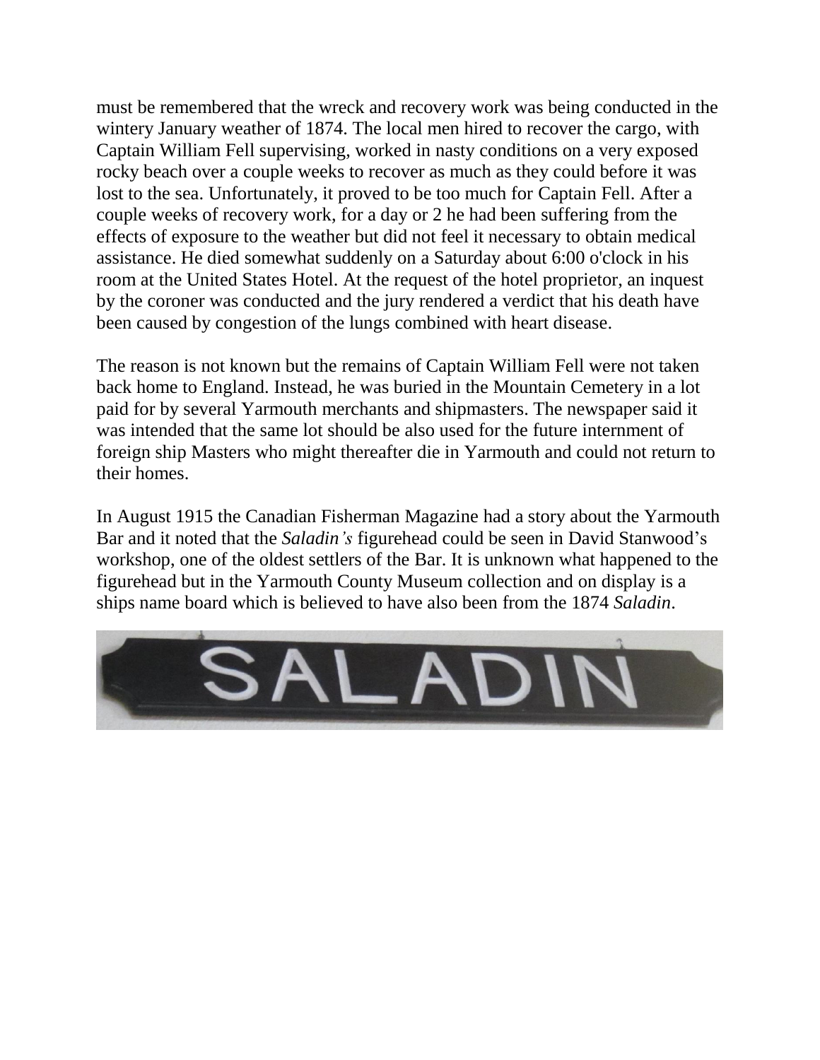must be remembered that the wreck and recovery work was being conducted in the wintery January weather of 1874. The local men hired to recover the cargo, with Captain William Fell supervising, worked in nasty conditions on a very exposed rocky beach over a couple weeks to recover as much as they could before it was lost to the sea. Unfortunately, it proved to be too much for Captain Fell. After a couple weeks of recovery work, for a day or 2 he had been suffering from the effects of exposure to the weather but did not feel it necessary to obtain medical assistance. He died somewhat suddenly on a Saturday about 6:00 o'clock in his room at the United States Hotel. At the request of the hotel proprietor, an inquest by the coroner was conducted and the jury rendered a verdict that his death have been caused by congestion of the lungs combined with heart disease.

The reason is not known but the remains of Captain William Fell were not taken back home to England. Instead, he was buried in the Mountain Cemetery in a lot paid for by several Yarmouth merchants and shipmasters. The newspaper said it was intended that the same lot should be also used for the future internment of foreign ship Masters who might thereafter die in Yarmouth and could not return to their homes.

In August 1915 the Canadian Fisherman Magazine had a story about the Yarmouth Bar and it noted that the *Saladin's* figurehead could be seen in David Stanwood's workshop, one of the oldest settlers of the Bar. It is unknown what happened to the figurehead but in the Yarmouth County Museum collection and on display is a ships name board which is believed to have also been from the 1874 *Saladin*.

SALADIN